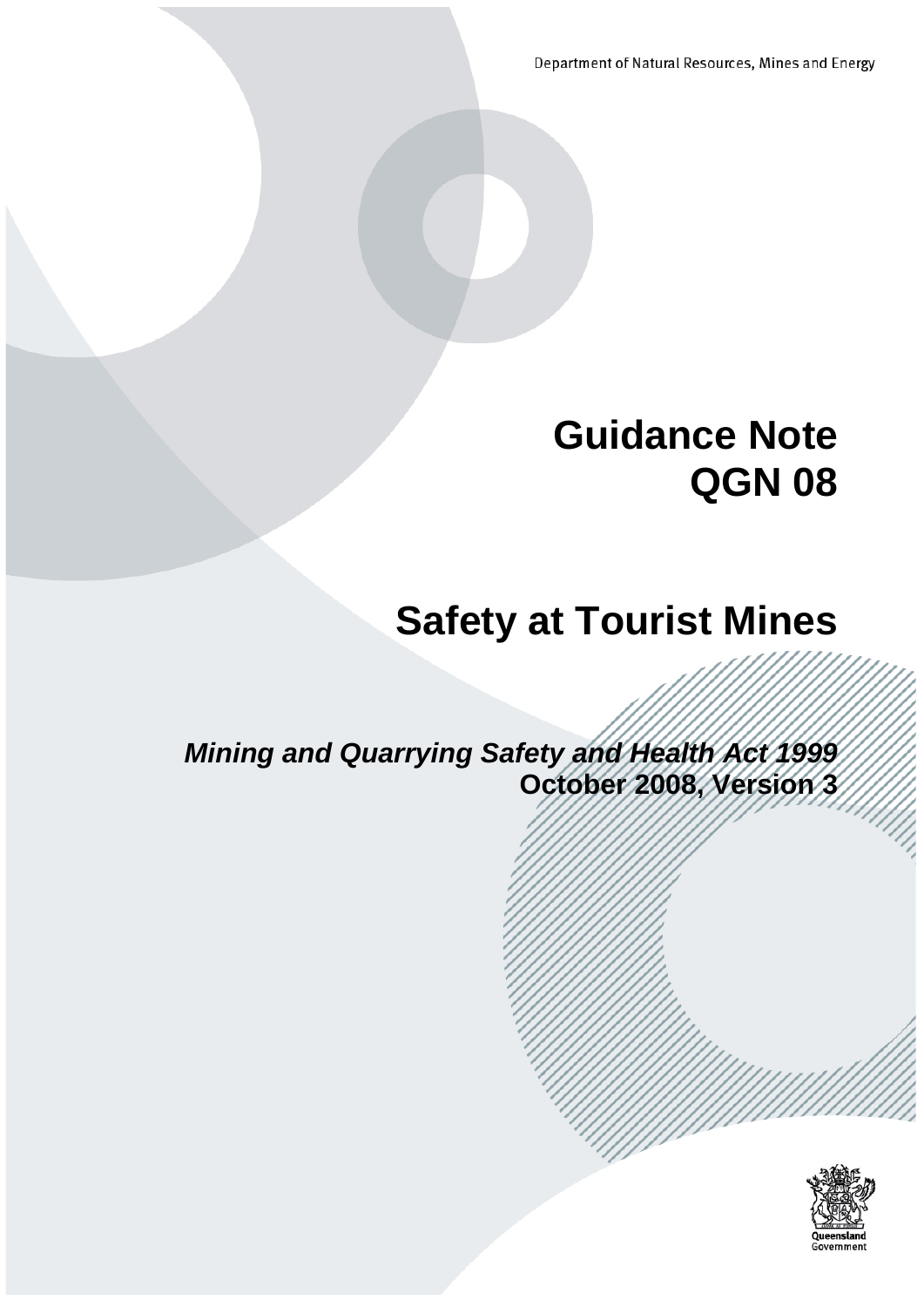Department of Natural Resources, Mines and Energy

# Guidance Note QGN 08

# Safety at Tourist Mines

***Mining and Quarrying Safety and Health Act 1999***
**October 2008, Version 3**

Queensland Government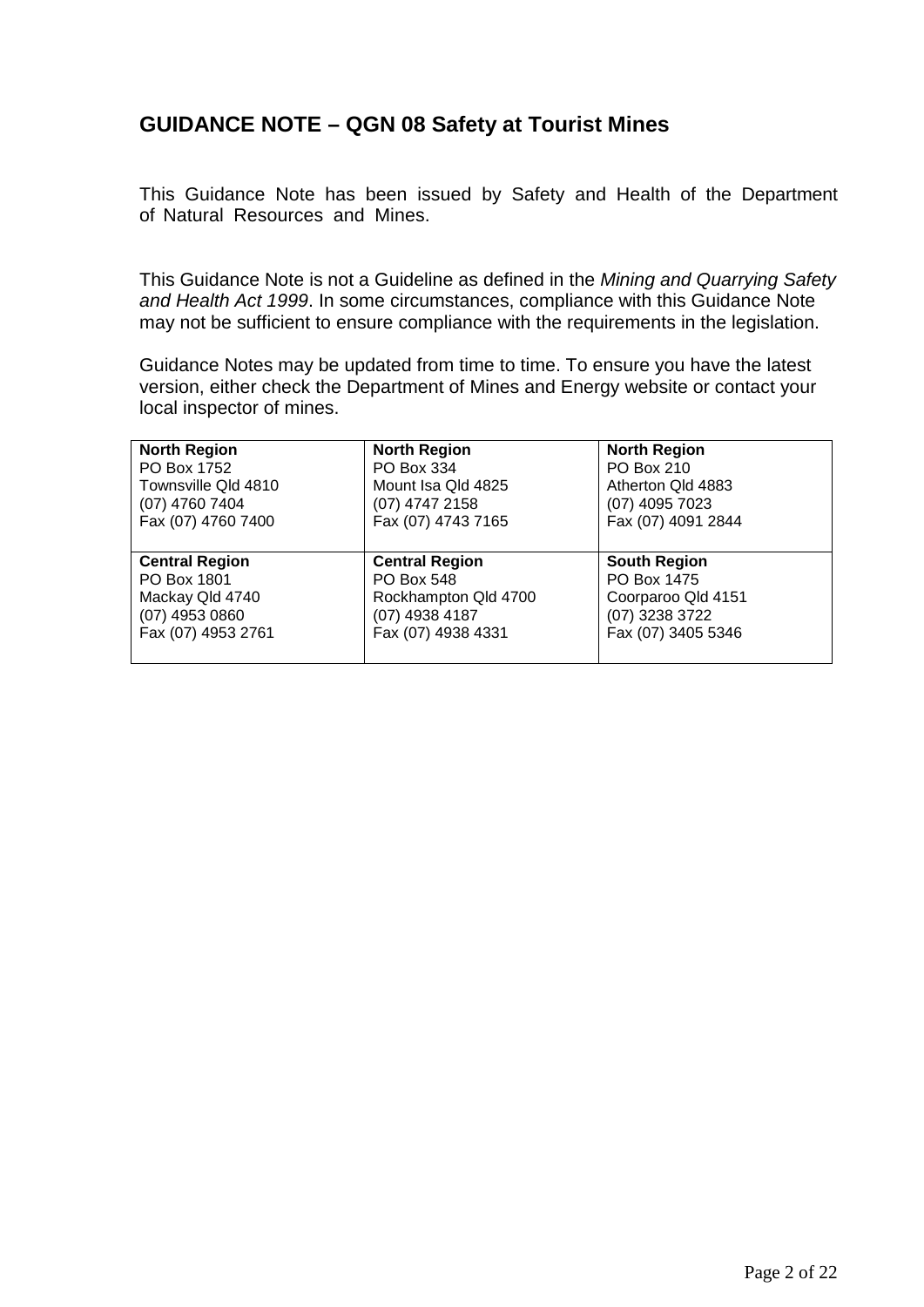## GUIDANCE NOTE – QGN 08 Safety at Tourist Mines

This Guidance Note has been issued by Safety and Health of the Department of Natural Resources and Mines.

This Guidance Note is not a Guideline as defined in the *Mining and Quarrying Safety and Health Act 1999*. In some circumstances, compliance with this Guidance Note may not be sufficient to ensure compliance with the requirements in the legislation.

Guidance Notes may be updated from time to time. To ensure you have the latest version, either check the Department of Mines and Energy website or contact your local inspector of mines.

| | | |
|---|---|---|
| **North Region**<br>PO Box 1752<br>Townsville Qld 4810<br>(07) 4760 7404<br>Fax (07) 4760 7400 | **North Region**<br>PO Box 334<br>Mount Isa Qld 4825<br>(07) 4747 2158<br>Fax (07) 4743 7165 | **North Region**<br>PO Box 210<br>Atherton Qld 4883<br>(07) 4095 7023<br>Fax (07) 4091 2844 |
| **Central Region**<br>PO Box 1801<br>Mackay Qld 4740<br>(07) 4953 0860<br>Fax (07) 4953 2761 | **Central Region**<br>PO Box 548<br>Rockhampton Qld 4700<br>(07) 4938 4187<br>Fax (07) 4938 4331 | **South Region**<br>PO Box 1475<br>Coorparoo Qld 4151<br>(07) 3238 3722<br>Fax (07) 3405 5346 |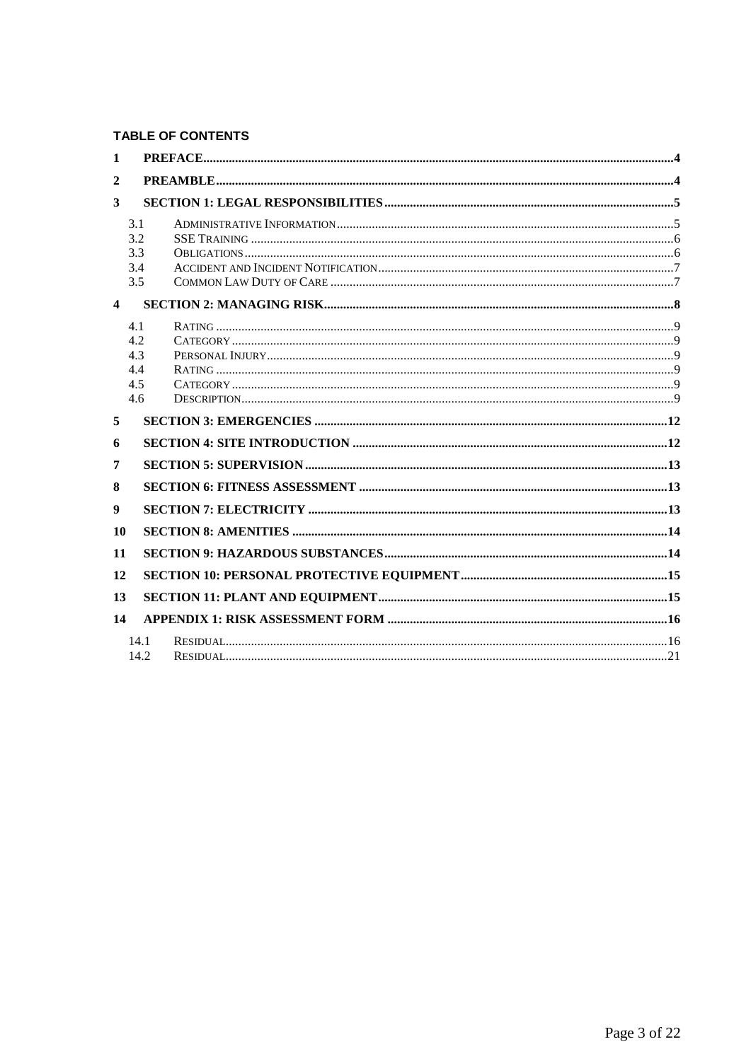**TABLE OF CONTENTS**

1 PREFACE....4

2 PREAMBLE....4

3 SECTION 1: LEGAL RESPONSIBILITIES....5

- 3.1 Administrative Information....5
- 3.2 SSE Training....6
- 3.3 Obligations....6
- 3.4 Accident and Incident Notification....7
- 3.5 Common Law Duty of Care....7

4 SECTION 2: MANAGING RISK....8

- 4.1 Rating....9
- 4.2 Category....9
- 4.3 Personal Injury....9
- 4.4 Rating....9
- 4.5 Category....9
- 4.6 Description....9

5 SECTION 3: EMERGENCIES....12

6 SECTION 4: SITE INTRODUCTION....12

7 SECTION 5: SUPERVISION....13

8 SECTION 6: FITNESS ASSESSMENT....13

9 SECTION 7: ELECTRICITY....13

10 SECTION 8: AMENITIES....14

11 SECTION 9: HAZARDOUS SUBSTANCES....14

12 SECTION 10: PERSONAL PROTECTIVE EQUIPMENT....15

13 SECTION 11: PLANT AND EQUIPMENT....15

14 APPENDIX 1: RISK ASSESSMENT FORM....16

- 14.1 Residual....16
- 14.2 Residual....21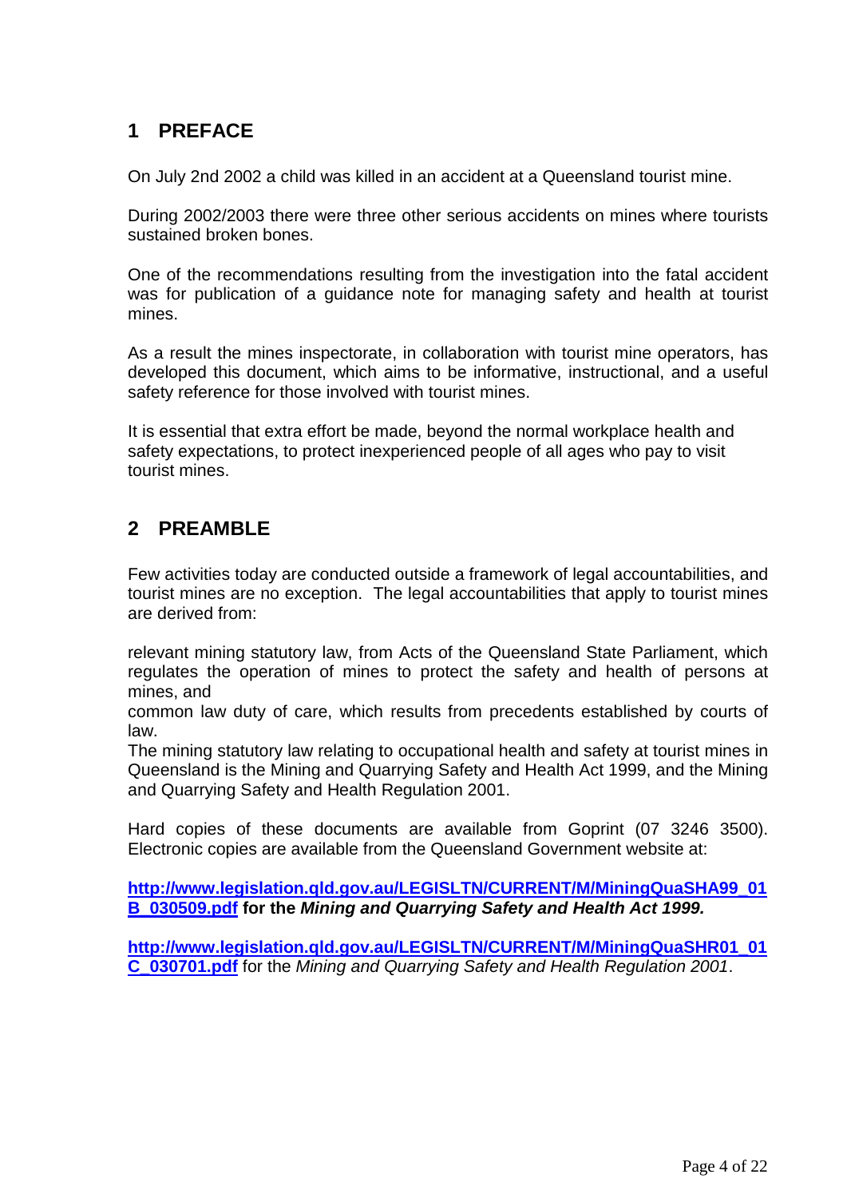## 1 PREFACE

On July 2nd 2002 a child was killed in an accident at a Queensland tourist mine.

During 2002/2003 there were three other serious accidents on mines where tourists sustained broken bones.

One of the recommendations resulting from the investigation into the fatal accident was for publication of a guidance note for managing safety and health at tourist mines.

As a result the mines inspectorate, in collaboration with tourist mine operators, has developed this document, which aims to be informative, instructional, and a useful safety reference for those involved with tourist mines.

It is essential that extra effort be made, beyond the normal workplace health and safety expectations, to protect inexperienced people of all ages who pay to visit tourist mines.

## 2 PREAMBLE

Few activities today are conducted outside a framework of legal accountabilities, and tourist mines are no exception. The legal accountabilities that apply to tourist mines are derived from:

relevant mining statutory law, from Acts of the Queensland State Parliament, which regulates the operation of mines to protect the safety and health of persons at mines, and

common law duty of care, which results from precedents established by courts of law.

The mining statutory law relating to occupational health and safety at tourist mines in Queensland is the Mining and Quarrying Safety and Health Act 1999, and the Mining and Quarrying Safety and Health Regulation 2001.

Hard copies of these documents are available from Goprint (07 3246 3500). Electronic copies are available from the Queensland Government website at:

**http://www.legislation.qld.gov.au/LEGISLTN/CURRENT/M/MiningQuaSHA99_01B_030509.pdf for the *Mining and Quarrying Safety and Health Act 1999.***

**http://www.legislation.qld.gov.au/LEGISLTN/CURRENT/M/MiningQuaSHR01_01C_030701.pdf** for the *Mining and Quarrying Safety and Health Regulation 2001*.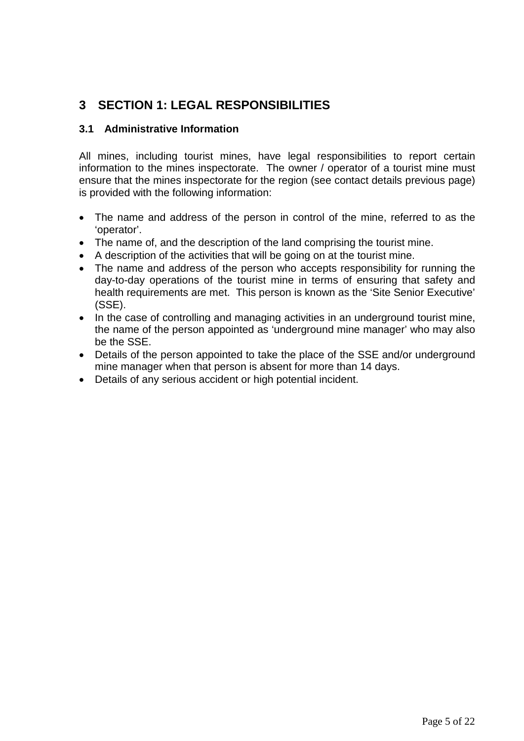# 3 SECTION 1: LEGAL RESPONSIBILITIES

## 3.1 Administrative Information

All mines, including tourist mines, have legal responsibilities to report certain information to the mines inspectorate. The owner / operator of a tourist mine must ensure that the mines inspectorate for the region (see contact details previous page) is provided with the following information:

- The name and address of the person in control of the mine, referred to as the 'operator'.
- The name of, and the description of the land comprising the tourist mine.
- A description of the activities that will be going on at the tourist mine.
- The name and address of the person who accepts responsibility for running the day-to-day operations of the tourist mine in terms of ensuring that safety and health requirements are met. This person is known as the 'Site Senior Executive' (SSE).
- In the case of controlling and managing activities in an underground tourist mine, the name of the person appointed as 'underground mine manager' who may also be the SSE.
- Details of the person appointed to take the place of the SSE and/or underground mine manager when that person is absent for more than 14 days.
- Details of any serious accident or high potential incident.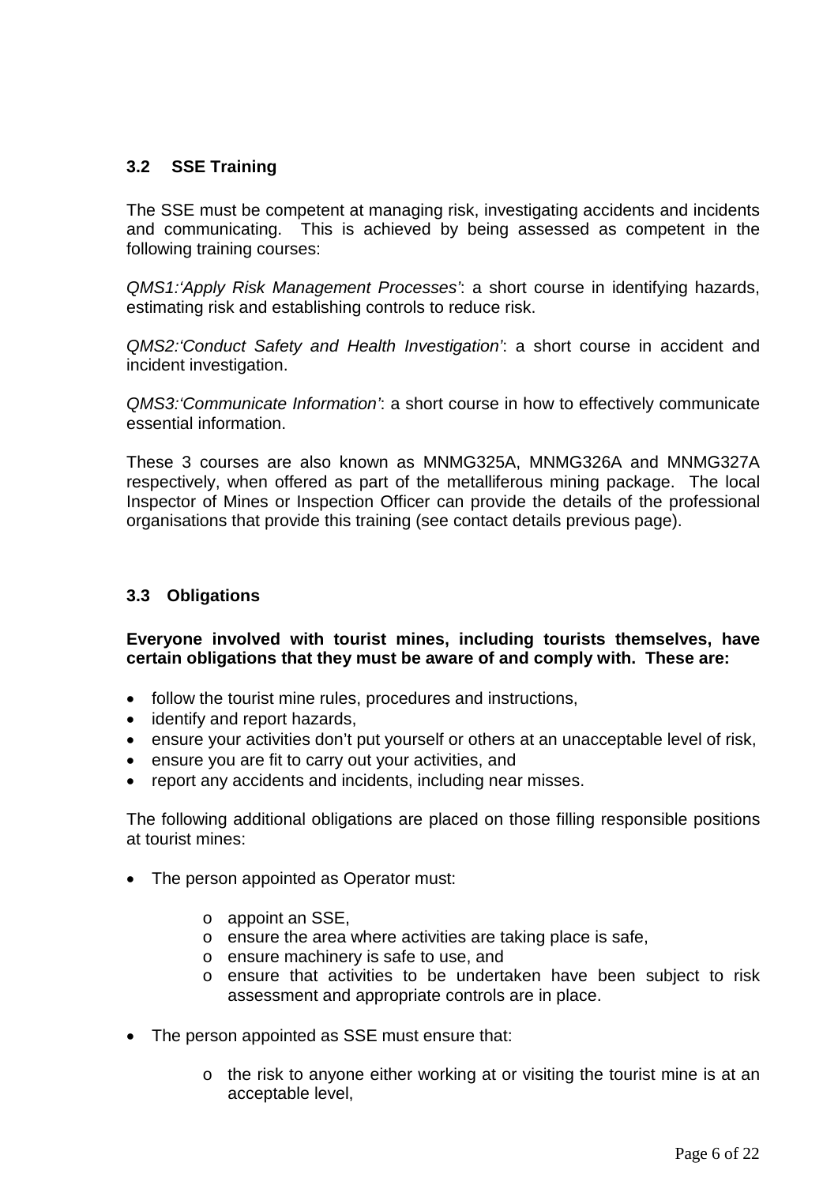### 3.2 SSE Training

The SSE must be competent at managing risk, investigating accidents and incidents and communicating. This is achieved by being assessed as competent in the following training courses:

*QMS1:'Apply Risk Management Processes'*: a short course in identifying hazards, estimating risk and establishing controls to reduce risk.

*QMS2:'Conduct Safety and Health Investigation'*: a short course in accident and incident investigation.

*QMS3:'Communicate Information'*: a short course in how to effectively communicate essential information.

These 3 courses are also known as MNMG325A, MNMG326A and MNMG327A respectively, when offered as part of the metalliferous mining package. The local Inspector of Mines or Inspection Officer can provide the details of the professional organisations that provide this training (see contact details previous page).

### 3.3 Obligations

**Everyone involved with tourist mines, including tourists themselves, have certain obligations that they must be aware of and comply with. These are:**

- follow the tourist mine rules, procedures and instructions,
- identify and report hazards,
- ensure your activities don't put yourself or others at an unacceptable level of risk,
- ensure you are fit to carry out your activities, and
- report any accidents and incidents, including near misses.

The following additional obligations are placed on those filling responsible positions at tourist mines:

- The person appointed as Operator must:
  - appoint an SSE,
  - ensure the area where activities are taking place is safe,
  - ensure machinery is safe to use, and
  - ensure that activities to be undertaken have been subject to risk assessment and appropriate controls are in place.
- The person appointed as SSE must ensure that:
  - the risk to anyone either working at or visiting the tourist mine is at an acceptable level,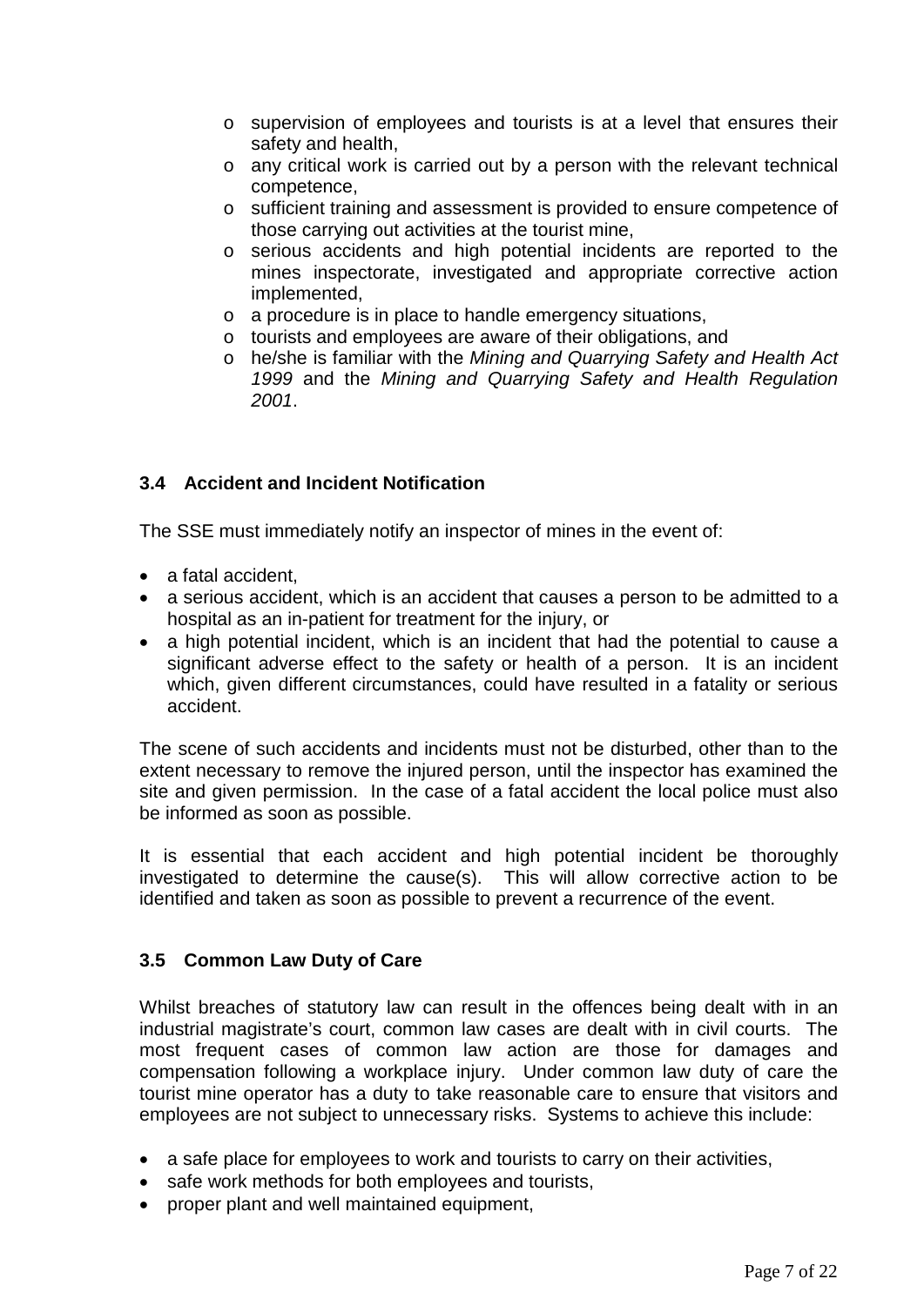- supervision of employees and tourists is at a level that ensures their safety and health,
- any critical work is carried out by a person with the relevant technical competence,
- sufficient training and assessment is provided to ensure competence of those carrying out activities at the tourist mine,
- serious accidents and high potential incidents are reported to the mines inspectorate, investigated and appropriate corrective action implemented,
- a procedure is in place to handle emergency situations,
- tourists and employees are aware of their obligations, and
- he/she is familiar with the *Mining and Quarrying Safety and Health Act 1999* and the *Mining and Quarrying Safety and Health Regulation 2001*.

### 3.4 Accident and Incident Notification

The SSE must immediately notify an inspector of mines in the event of:

- a fatal accident,
- a serious accident, which is an accident that causes a person to be admitted to a hospital as an in-patient for treatment for the injury, or
- a high potential incident, which is an incident that had the potential to cause a significant adverse effect to the safety or health of a person. It is an incident which, given different circumstances, could have resulted in a fatality or serious accident.

The scene of such accidents and incidents must not be disturbed, other than to the extent necessary to remove the injured person, until the inspector has examined the site and given permission. In the case of a fatal accident the local police must also be informed as soon as possible.

It is essential that each accident and high potential incident be thoroughly investigated to determine the cause(s). This will allow corrective action to be identified and taken as soon as possible to prevent a recurrence of the event.

### 3.5 Common Law Duty of Care

Whilst breaches of statutory law can result in the offences being dealt with in an industrial magistrate's court, common law cases are dealt with in civil courts. The most frequent cases of common law action are those for damages and compensation following a workplace injury. Under common law duty of care the tourist mine operator has a duty to take reasonable care to ensure that visitors and employees are not subject to unnecessary risks. Systems to achieve this include:

- a safe place for employees to work and tourists to carry on their activities,
- safe work methods for both employees and tourists,
- proper plant and well maintained equipment,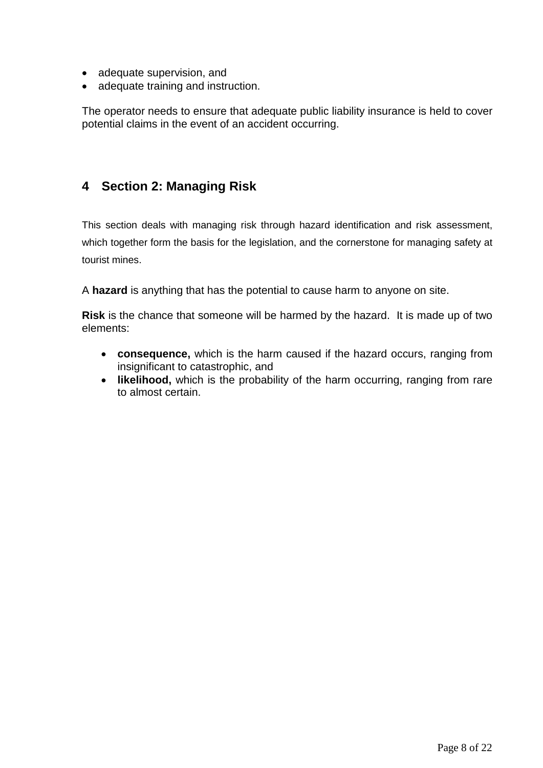- adequate supervision, and
- adequate training and instruction.

The operator needs to ensure that adequate public liability insurance is held to cover potential claims in the event of an accident occurring.

# 4 Section 2: Managing Risk

This section deals with managing risk through hazard identification and risk assessment, which together form the basis for the legislation, and the cornerstone for managing safety at tourist mines.

A **hazard** is anything that has the potential to cause harm to anyone on site.

**Risk** is the chance that someone will be harmed by the hazard. It is made up of two elements:

- **consequence,** which is the harm caused if the hazard occurs, ranging from insignificant to catastrophic, and
- **likelihood,** which is the probability of the harm occurring, ranging from rare to almost certain.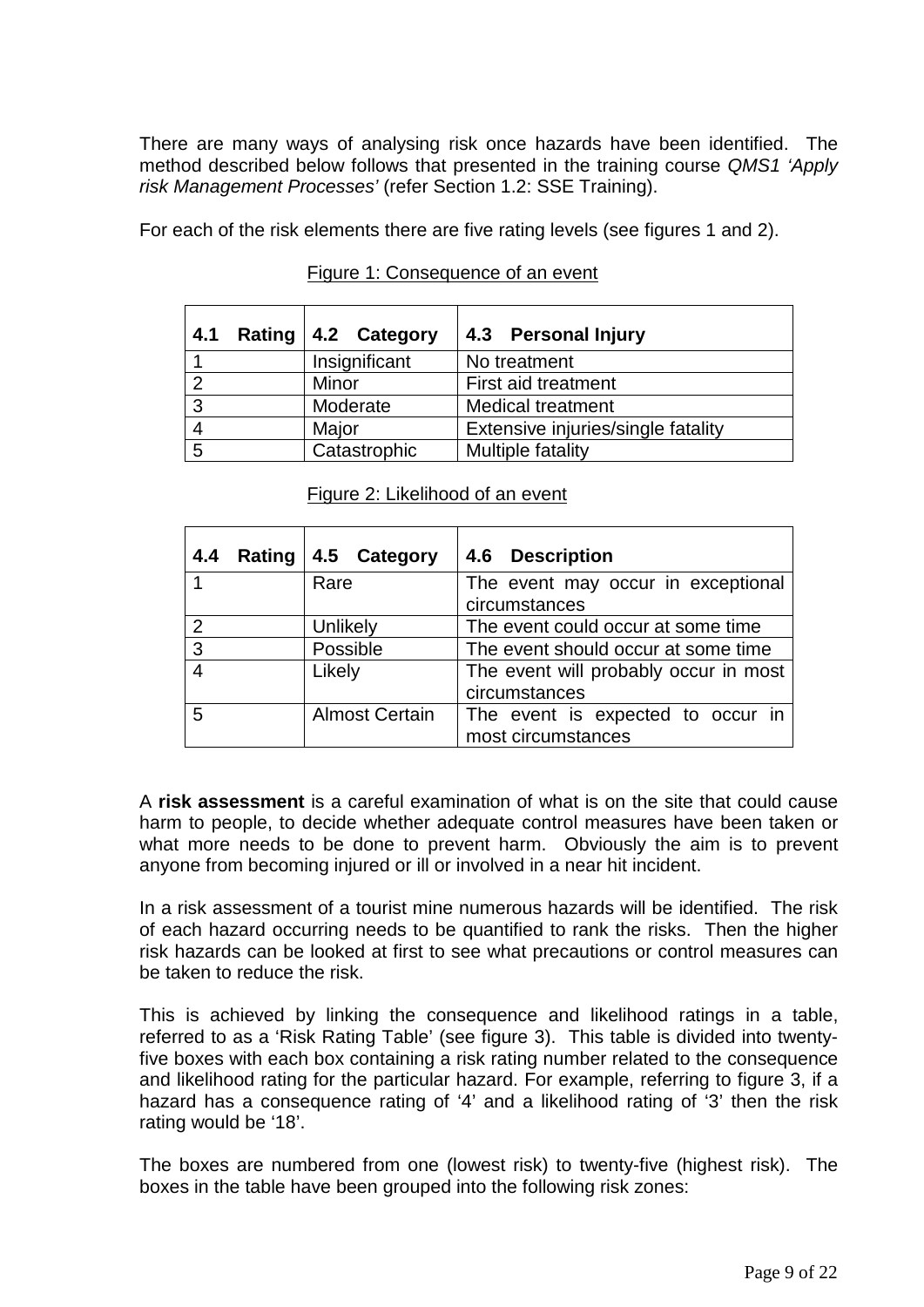There are many ways of analysing risk once hazards have been identified. The method described below follows that presented in the training course *QMS1 'Apply risk Management Processes'* (refer Section 1.2: SSE Training).

For each of the risk elements there are five rating levels (see figures 1 and 2).

Figure 1: Consequence of an event

| 4.1 Rating | 4.2 Category | 4.3 Personal Injury |
|---|---|---|
| 1 | Insignificant | No treatment |
| 2 | Minor | First aid treatment |
| 3 | Moderate | Medical treatment |
| 4 | Major | Extensive injuries/single fatality |
| 5 | Catastrophic | Multiple fatality |

Figure 2: Likelihood of an event

| 4.4 Rating | 4.5 Category | 4.6 Description |
|---|---|---|
| 1 | Rare | The event may occur in exceptional circumstances |
| 2 | Unlikely | The event could occur at some time |
| 3 | Possible | The event should occur at some time |
| 4 | Likely | The event will probably occur in most circumstances |
| 5 | Almost Certain | The event is expected to occur in most circumstances |

A **risk assessment** is a careful examination of what is on the site that could cause harm to people, to decide whether adequate control measures have been taken or what more needs to be done to prevent harm. Obviously the aim is to prevent anyone from becoming injured or ill or involved in a near hit incident.

In a risk assessment of a tourist mine numerous hazards will be identified. The risk of each hazard occurring needs to be quantified to rank the risks. Then the higher risk hazards can be looked at first to see what precautions or control measures can be taken to reduce the risk.

This is achieved by linking the consequence and likelihood ratings in a table, referred to as a 'Risk Rating Table' (see figure 3). This table is divided into twenty-five boxes with each box containing a risk rating number related to the consequence and likelihood rating for the particular hazard. For example, referring to figure 3, if a hazard has a consequence rating of '4' and a likelihood rating of '3' then the risk rating would be '18'.

The boxes are numbered from one (lowest risk) to twenty-five (highest risk). The boxes in the table have been grouped into the following risk zones: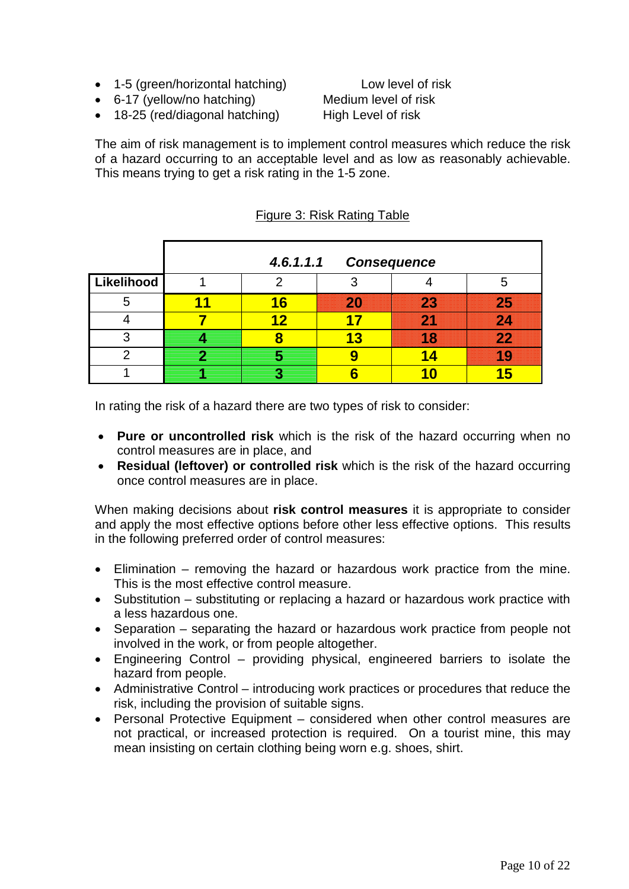- 1-5 (green/horizontal hatching) Low level of risk
- 6-17 (yellow/no hatching) Medium level of risk
- 18-25 (red/diagonal hatching) High Level of risk

The aim of risk management is to implement control measures which reduce the risk of a hazard occurring to an acceptable level and as low as reasonably achievable. This means trying to get a risk rating in the 1-5 zone.

Figure 3: Risk Rating Table

| | ***4.6.1.1.1 Consequence*** | | | | |
|---|---|---|---|---|---|
| **Likelihood** | 1 | 2 | 3 | 4 | 5 |
| 5 | **11** | **16** | **20** | **23** | **25** |
| 4 | **7** | **12** | **17** | **21** | **24** |
| 3 | **4** | **8** | **13** | **18** | **22** |
| 2 | **2** | **5** | **9** | **14** | **19** |
| 1 | **1** | **3** | **6** | **10** | **15** |

In rating the risk of a hazard there are two types of risk to consider:

- **Pure or uncontrolled risk** which is the risk of the hazard occurring when no control measures are in place, and
- **Residual (leftover) or controlled risk** which is the risk of the hazard occurring once control measures are in place.

When making decisions about **risk control measures** it is appropriate to consider and apply the most effective options before other less effective options. This results in the following preferred order of control measures:

- Elimination – removing the hazard or hazardous work practice from the mine. This is the most effective control measure.
- Substitution – substituting or replacing a hazard or hazardous work practice with a less hazardous one.
- Separation – separating the hazard or hazardous work practice from people not involved in the work, or from people altogether.
- Engineering Control – providing physical, engineered barriers to isolate the hazard from people.
- Administrative Control – introducing work practices or procedures that reduce the risk, including the provision of suitable signs.
- Personal Protective Equipment – considered when other control measures are not practical, or increased protection is required. On a tourist mine, this may mean insisting on certain clothing being worn e.g. shoes, shirt.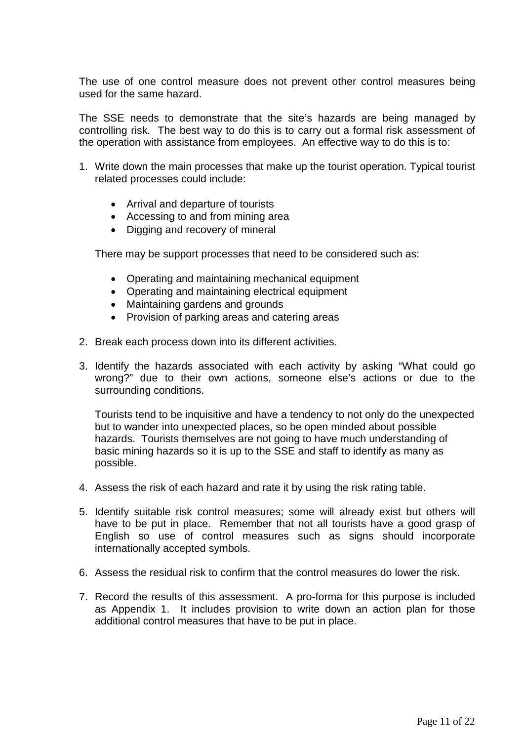The use of one control measure does not prevent other control measures being used for the same hazard.

The SSE needs to demonstrate that the site's hazards are being managed by controlling risk. The best way to do this is to carry out a formal risk assessment of the operation with assistance from employees. An effective way to do this is to:

1. Write down the main processes that make up the tourist operation. Typical tourist related processes could include:

   - Arrival and departure of tourists
   - Accessing to and from mining area
   - Digging and recovery of mineral

   There may be support processes that need to be considered such as:

   - Operating and maintaining mechanical equipment
   - Operating and maintaining electrical equipment
   - Maintaining gardens and grounds
   - Provision of parking areas and catering areas

2. Break each process down into its different activities.

3. Identify the hazards associated with each activity by asking "What could go wrong?" due to their own actions, someone else's actions or due to the surrounding conditions.

   Tourists tend to be inquisitive and have a tendency to not only do the unexpected but to wander into unexpected places, so be open minded about possible hazards. Tourists themselves are not going to have much understanding of basic mining hazards so it is up to the SSE and staff to identify as many as possible.

4. Assess the risk of each hazard and rate it by using the risk rating table.

5. Identify suitable risk control measures; some will already exist but others will have to be put in place. Remember that not all tourists have a good grasp of English so use of control measures such as signs should incorporate internationally accepted symbols.

6. Assess the residual risk to confirm that the control measures do lower the risk.

7. Record the results of this assessment. A pro-forma for this purpose is included as Appendix 1. It includes provision to write down an action plan for those additional control measures that have to be put in place.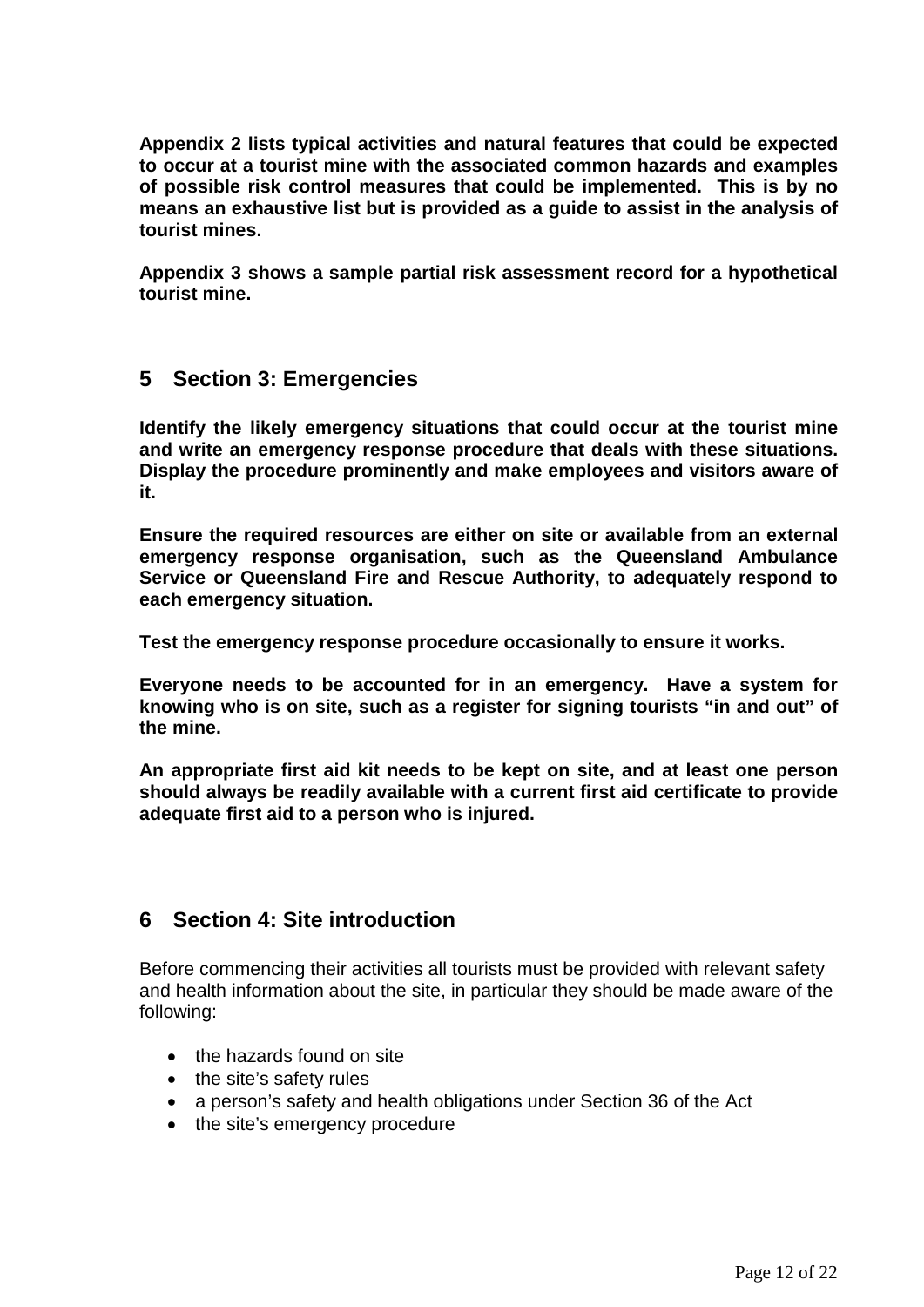**Appendix 2 lists typical activities and natural features that could be expected to occur at a tourist mine with the associated common hazards and examples of possible risk control measures that could be implemented. This is by no means an exhaustive list but is provided as a guide to assist in the analysis of tourist mines.**

**Appendix 3 shows a sample partial risk assessment record for a hypothetical tourist mine.**

## 5 Section 3: Emergencies

**Identify the likely emergency situations that could occur at the tourist mine and write an emergency response procedure that deals with these situations. Display the procedure prominently and make employees and visitors aware of it.**

**Ensure the required resources are either on site or available from an external emergency response organisation, such as the Queensland Ambulance Service or Queensland Fire and Rescue Authority, to adequately respond to each emergency situation.**

**Test the emergency response procedure occasionally to ensure it works.**

**Everyone needs to be accounted for in an emergency. Have a system for knowing who is on site, such as a register for signing tourists "in and out" of the mine.**

**An appropriate first aid kit needs to be kept on site, and at least one person should always be readily available with a current first aid certificate to provide adequate first aid to a person who is injured.**

## 6 Section 4: Site introduction

Before commencing their activities all tourists must be provided with relevant safety and health information about the site, in particular they should be made aware of the following:

- the hazards found on site
- the site's safety rules
- a person's safety and health obligations under Section 36 of the Act
- the site's emergency procedure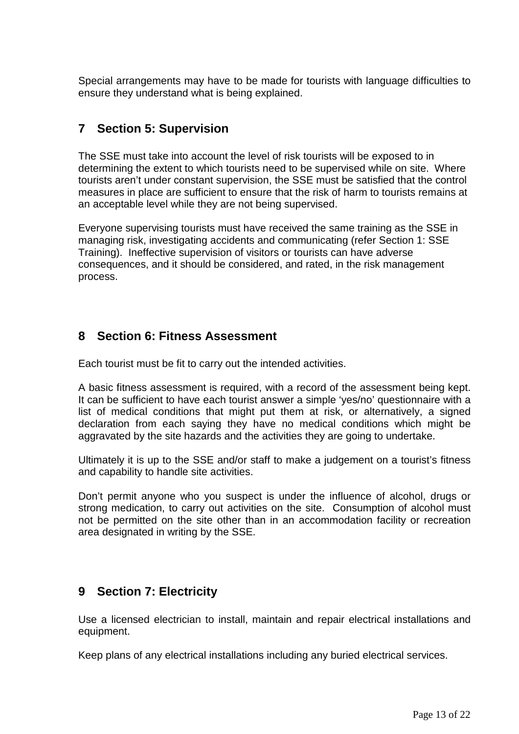Special arrangements may have to be made for tourists with language difficulties to ensure they understand what is being explained.

## 7 Section 5: Supervision

The SSE must take into account the level of risk tourists will be exposed to in determining the extent to which tourists need to be supervised while on site. Where tourists aren't under constant supervision, the SSE must be satisfied that the control measures in place are sufficient to ensure that the risk of harm to tourists remains at an acceptable level while they are not being supervised.

Everyone supervising tourists must have received the same training as the SSE in managing risk, investigating accidents and communicating (refer Section 1: SSE Training). Ineffective supervision of visitors or tourists can have adverse consequences, and it should be considered, and rated, in the risk management process.

## 8 Section 6: Fitness Assessment

Each tourist must be fit to carry out the intended activities.

A basic fitness assessment is required, with a record of the assessment being kept. It can be sufficient to have each tourist answer a simple 'yes/no' questionnaire with a list of medical conditions that might put them at risk, or alternatively, a signed declaration from each saying they have no medical conditions which might be aggravated by the site hazards and the activities they are going to undertake.

Ultimately it is up to the SSE and/or staff to make a judgement on a tourist's fitness and capability to handle site activities.

Don't permit anyone who you suspect is under the influence of alcohol, drugs or strong medication, to carry out activities on the site. Consumption of alcohol must not be permitted on the site other than in an accommodation facility or recreation area designated in writing by the SSE.

## 9 Section 7: Electricity

Use a licensed electrician to install, maintain and repair electrical installations and equipment.

Keep plans of any electrical installations including any buried electrical services.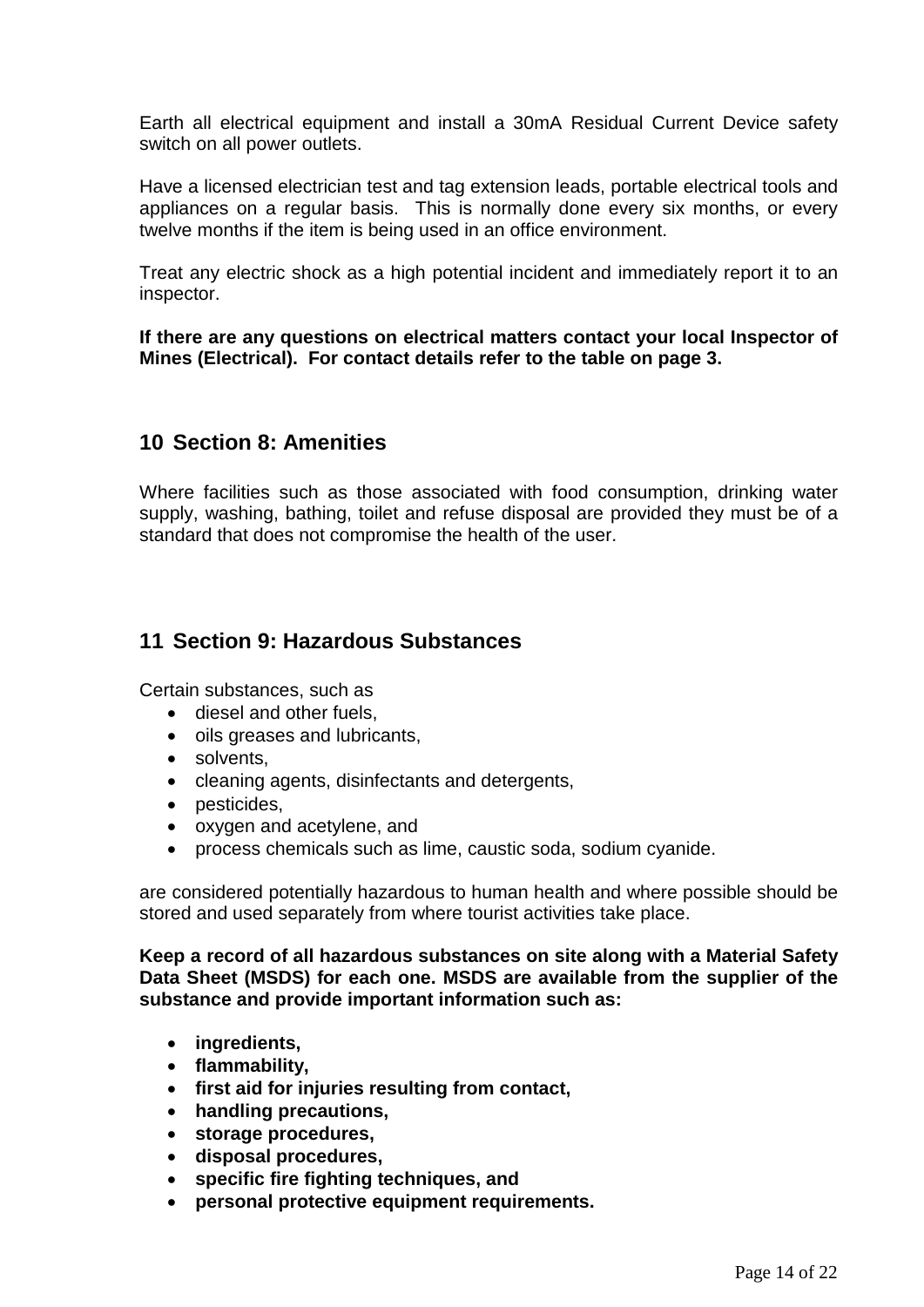Earth all electrical equipment and install a 30mA Residual Current Device safety switch on all power outlets.

Have a licensed electrician test and tag extension leads, portable electrical tools and appliances on a regular basis. This is normally done every six months, or every twelve months if the item is being used in an office environment.

Treat any electric shock as a high potential incident and immediately report it to an inspector.

**If there are any questions on electrical matters contact your local Inspector of Mines (Electrical). For contact details refer to the table on page 3.**

# 10 Section 8: Amenities

Where facilities such as those associated with food consumption, drinking water supply, washing, bathing, toilet and refuse disposal are provided they must be of a standard that does not compromise the health of the user.

# 11 Section 9: Hazardous Substances

Certain substances, such as

- diesel and other fuels,
- oils greases and lubricants,
- solvents,
- cleaning agents, disinfectants and detergents,
- pesticides,
- oxygen and acetylene, and
- process chemicals such as lime, caustic soda, sodium cyanide.

are considered potentially hazardous to human health and where possible should be stored and used separately from where tourist activities take place.

**Keep a record of all hazardous substances on site along with a Material Safety Data Sheet (MSDS) for each one. MSDS are available from the supplier of the substance and provide important information such as:**

- **ingredients,**
- **flammability,**
- **first aid for injuries resulting from contact,**
- **handling precautions,**
- **storage procedures,**
- **disposal procedures,**
- **specific fire fighting techniques, and**
- **personal protective equipment requirements.**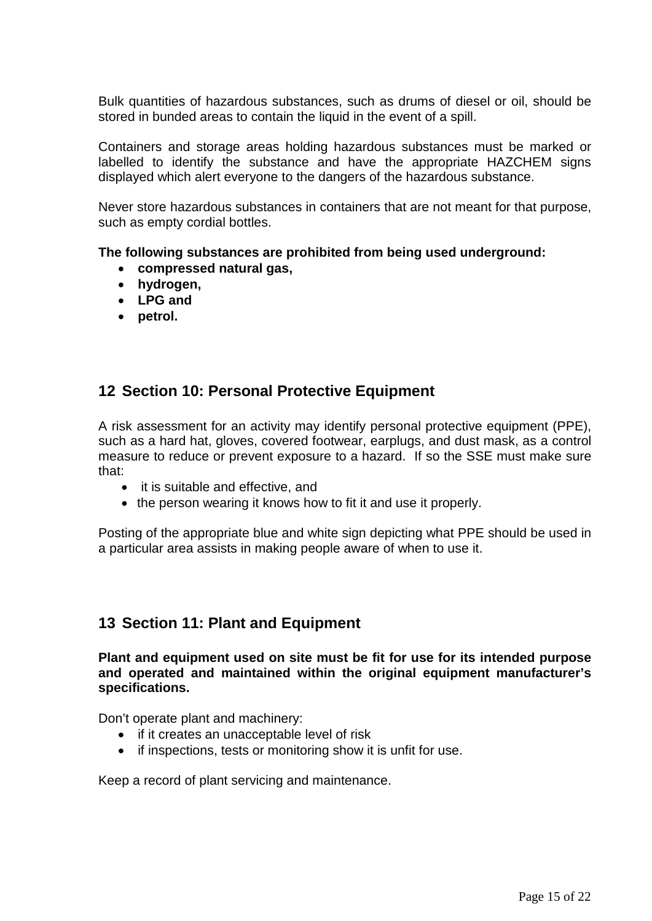Bulk quantities of hazardous substances, such as drums of diesel or oil, should be stored in bunded areas to contain the liquid in the event of a spill.

Containers and storage areas holding hazardous substances must be marked or labelled to identify the substance and have the appropriate HAZCHEM signs displayed which alert everyone to the dangers of the hazardous substance.

Never store hazardous substances in containers that are not meant for that purpose, such as empty cordial bottles.

**The following substances are prohibited from being used underground:**

- **compressed natural gas,**
- **hydrogen,**
- **LPG and**
- **petrol.**

## 12 Section 10: Personal Protective Equipment

A risk assessment for an activity may identify personal protective equipment (PPE), such as a hard hat, gloves, covered footwear, earplugs, and dust mask, as a control measure to reduce or prevent exposure to a hazard. If so the SSE must make sure that:

- it is suitable and effective, and
- the person wearing it knows how to fit it and use it properly.

Posting of the appropriate blue and white sign depicting what PPE should be used in a particular area assists in making people aware of when to use it.

## 13 Section 11: Plant and Equipment

**Plant and equipment used on site must be fit for use for its intended purpose and operated and maintained within the original equipment manufacturer's specifications.**

Don't operate plant and machinery:

- if it creates an unacceptable level of risk
- if inspections, tests or monitoring show it is unfit for use.

Keep a record of plant servicing and maintenance.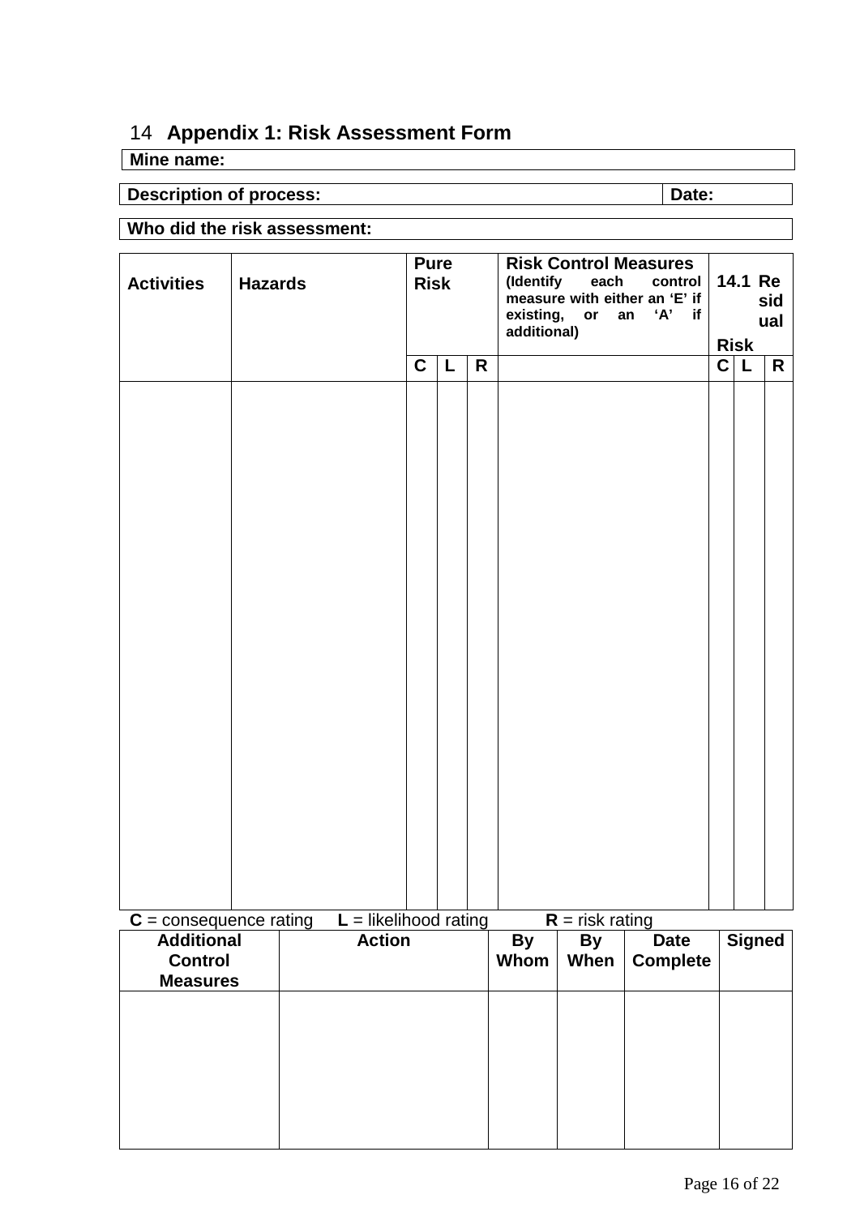## 14 Appendix 1: Risk Assessment Form

| **Mine name:** |
|---|

| **Description of process:** | **Date:** |
|---|---|

| **Who did the risk assessment:** |
|---|

| **Activities** | **Hazards** | **Pure Risk** | | | **Risk Control Measures** (Identify each control measure with either an 'E' if existing, or an 'A' if additional) | **14.1 Residual Risk** | | |
|---|---|---|---|---|---|---|---|---|
| | | **C** | **L** | **R** | | **C** | **L** | **R** |
| | | | | | | | | |

**C** = consequence rating **L** = likelihood rating **R** = risk rating

| **Additional Control Measures** | **Action** | **By Whom** | **By When** | **Date Complete** | **Signed** |
|---|---|---|---|---|---|
| | | | | | |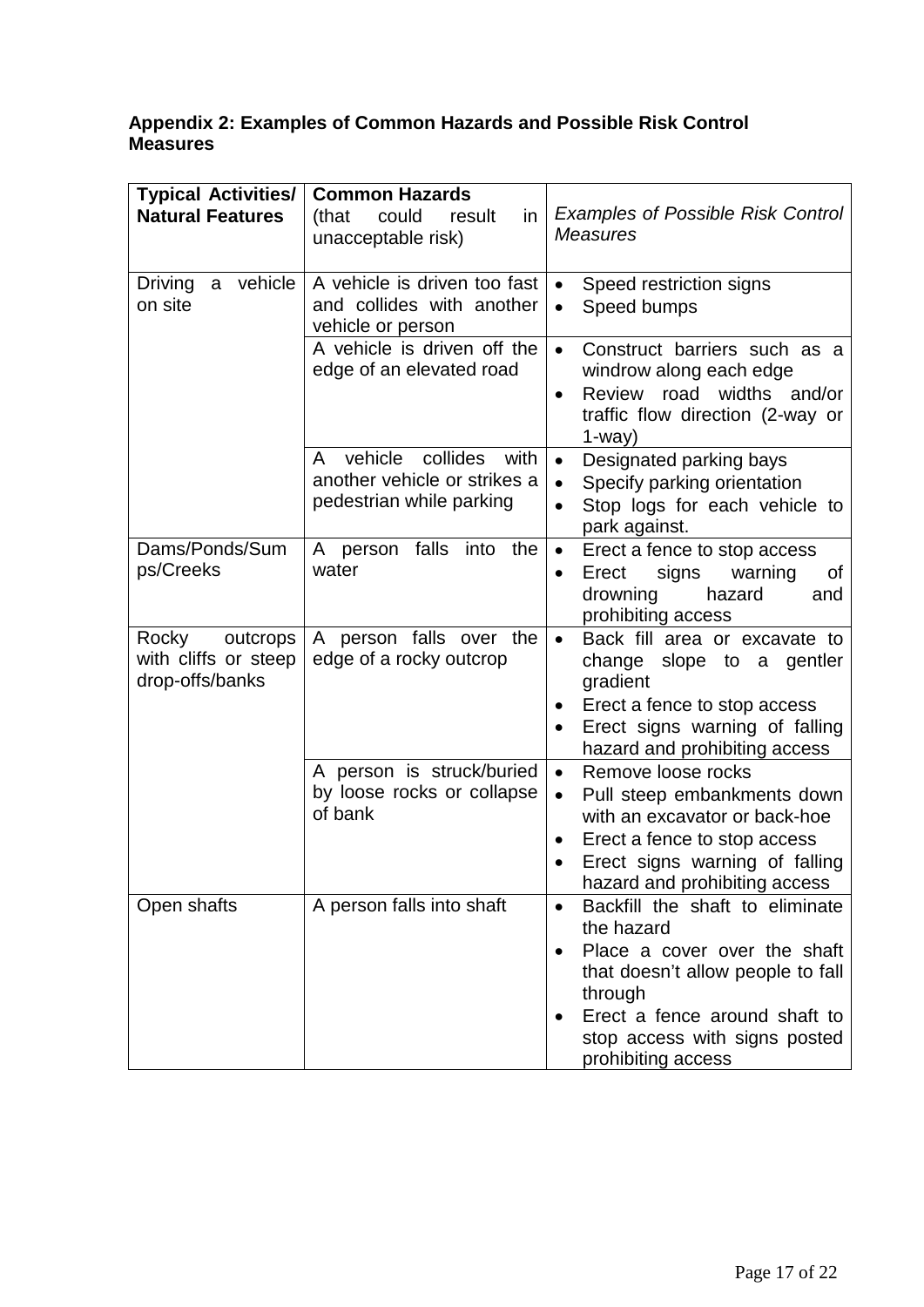**Appendix 2: Examples of Common Hazards and Possible Risk Control Measures**

| **Typical Activities/ Natural Features** | **Common Hazards** (that could result in unacceptable risk) | *Examples of Possible Risk Control Measures* |
|---|---|---|
| Driving a vehicle on site | A vehicle is driven too fast and collides with another vehicle or person | • Speed restriction signs<br>• Speed bumps |
| | A vehicle is driven off the edge of an elevated road | • Construct barriers such as a windrow along each edge<br>• Review road widths and/or traffic flow direction (2-way or 1-way) |
| | A vehicle collides with another vehicle or strikes a pedestrian while parking | • Designated parking bays<br>• Specify parking orientation<br>• Stop logs for each vehicle to park against. |
| Dams/Ponds/Sumps/Creeks | A person falls into the water | • Erect a fence to stop access<br>• Erect signs warning of drowning hazard and prohibiting access |
| Rocky outcrops with cliffs or steep drop-offs/banks | A person falls over the edge of a rocky outcrop | • Back fill area or excavate to change slope to a gentler gradient<br>• Erect a fence to stop access<br>• Erect signs warning of falling hazard and prohibiting access |
| | A person is struck/buried by loose rocks or collapse of bank | • Remove loose rocks<br>• Pull steep embankments down with an excavator or back-hoe<br>• Erect a fence to stop access<br>• Erect signs warning of falling hazard and prohibiting access |
| Open shafts | A person falls into shaft | • Backfill the shaft to eliminate the hazard<br>• Place a cover over the shaft that doesn't allow people to fall through<br>• Erect a fence around shaft to stop access with signs posted prohibiting access |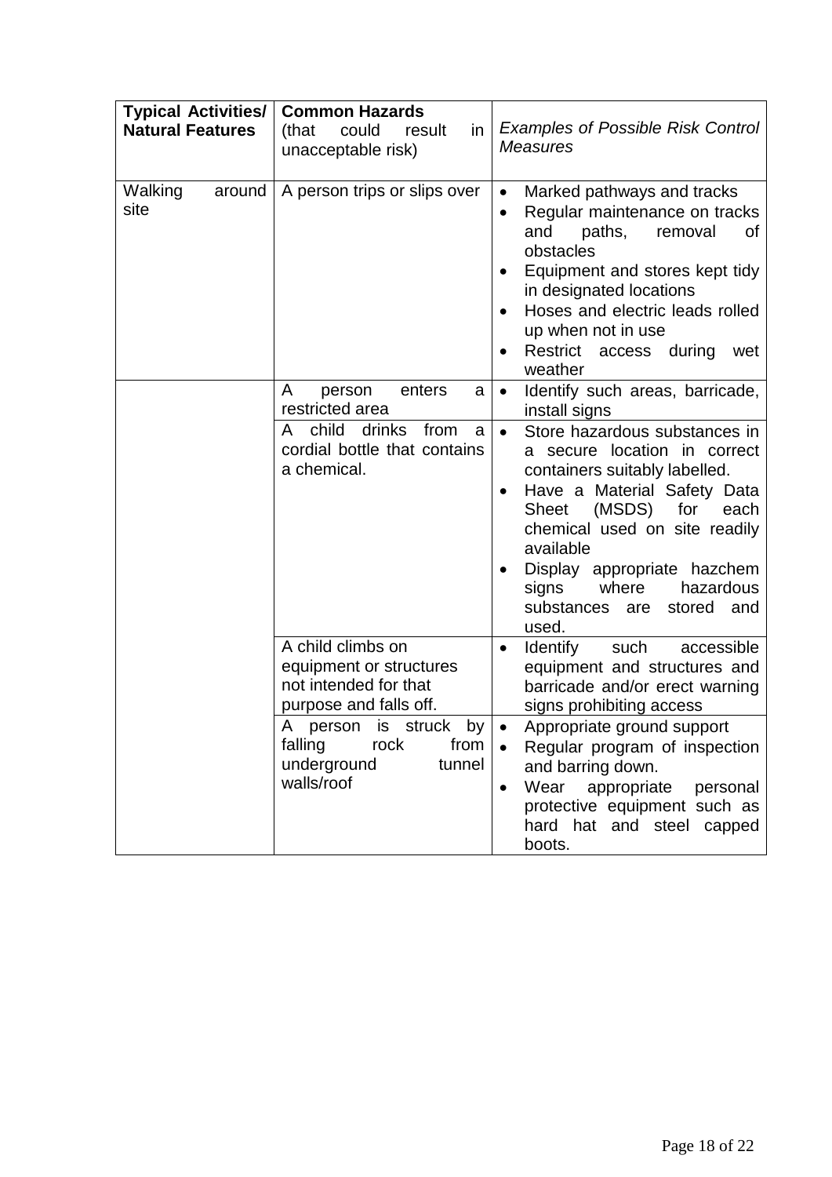| **Typical Activities/ Natural Features** | **Common Hazards** (that could result in unacceptable risk) | *Examples of Possible Risk Control Measures* |
|---|---|---|
| Walking around site | A person trips or slips over | • Marked pathways and tracks<br>• Regular maintenance on tracks and paths, removal of obstacles<br>• Equipment and stores kept tidy in designated locations<br>• Hoses and electric leads rolled up when not in use<br>• Restrict access during wet weather |
| | A person enters a restricted area | • Identify such areas, barricade, install signs |
| | A child drinks from a cordial bottle that contains a chemical. | • Store hazardous substances in a secure location in correct containers suitably labelled.<br>• Have a Material Safety Data Sheet (MSDS) for each chemical used on site readily available<br>• Display appropriate hazchem signs where hazardous substances are stored and used. |
| | A child climbs on equipment or structures not intended for that purpose and falls off. | • Identify such accessible equipment and structures and barricade and/or erect warning signs prohibiting access |
| | A person is struck by falling rock from underground tunnel walls/roof | • Appropriate ground support<br>• Regular program of inspection and barring down.<br>• Wear appropriate personal protective equipment such as hard hat and steel capped boots. |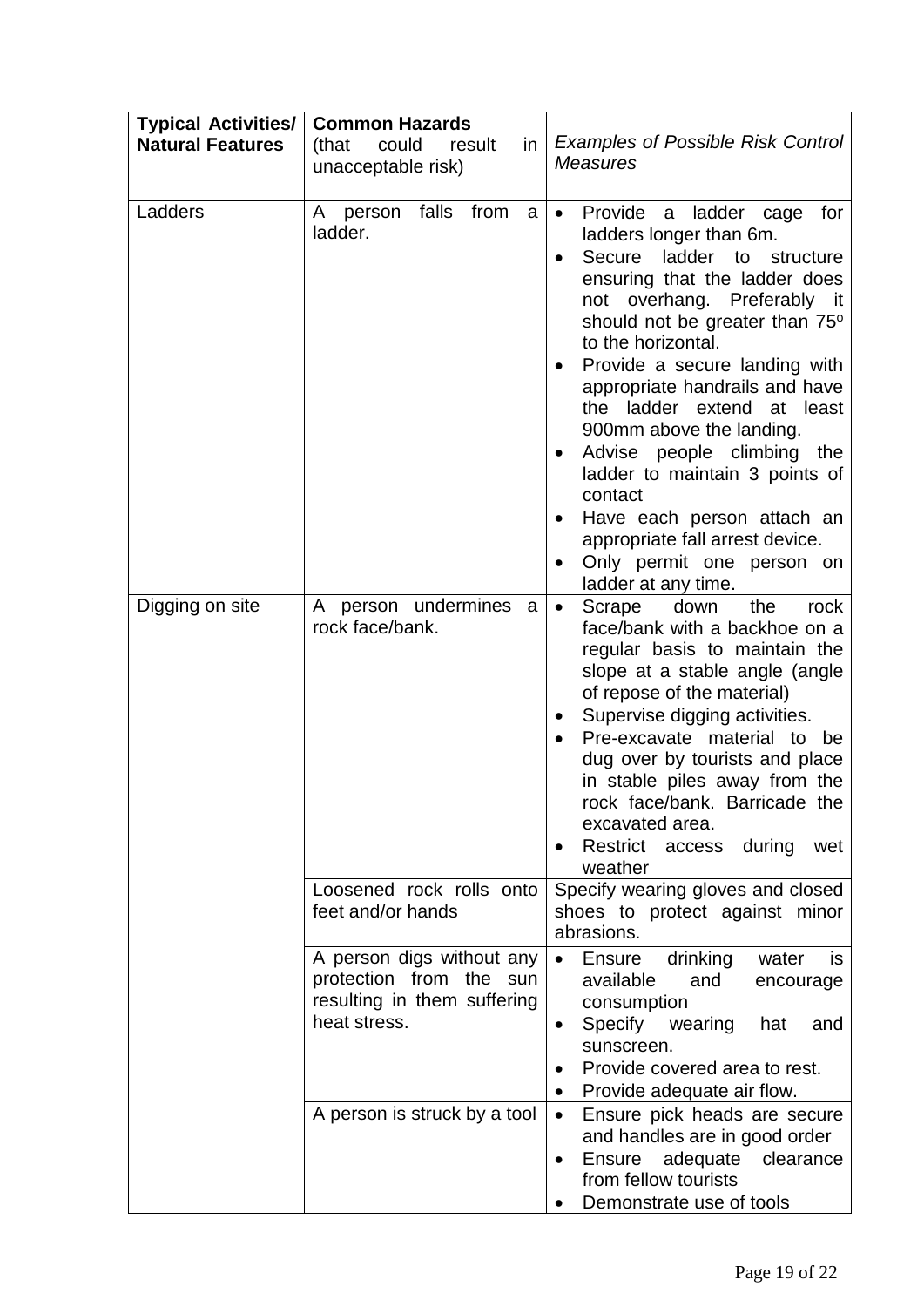| **Typical Activities/ Natural Features** | **Common Hazards** (that could result in unacceptable risk) | *Examples of Possible Risk Control Measures* |
|---|---|---|
| Ladders | A person falls from a ladder. | • Provide a ladder cage for ladders longer than 6m.<br>• Secure ladder to structure ensuring that the ladder does not overhang. Preferably it should not be greater than 75º to the horizontal.<br>• Provide a secure landing with appropriate handrails and have the ladder extend at least 900mm above the landing.<br>• Advise people climbing the ladder to maintain 3 points of contact<br>• Have each person attach an appropriate fall arrest device.<br>• Only permit one person on ladder at any time. |
| Digging on site | A person undermines a rock face/bank. | • Scrape down the rock face/bank with a backhoe on a regular basis to maintain the slope at a stable angle (angle of repose of the material)<br>• Supervise digging activities.<br>• Pre-excavate material to be dug over by tourists and place in stable piles away from the rock face/bank. Barricade the excavated area.<br>• Restrict access during wet weather |
| | Loosened rock rolls onto feet and/or hands | Specify wearing gloves and closed shoes to protect against minor abrasions. |
| | A person digs without any protection from the sun resulting in them suffering heat stress. | • Ensure drinking water is available and encourage consumption<br>• Specify wearing hat and sunscreen.<br>• Provide covered area to rest.<br>• Provide adequate air flow. |
| | A person is struck by a tool | • Ensure pick heads are secure and handles are in good order<br>• Ensure adequate clearance from fellow tourists<br>• Demonstrate use of tools |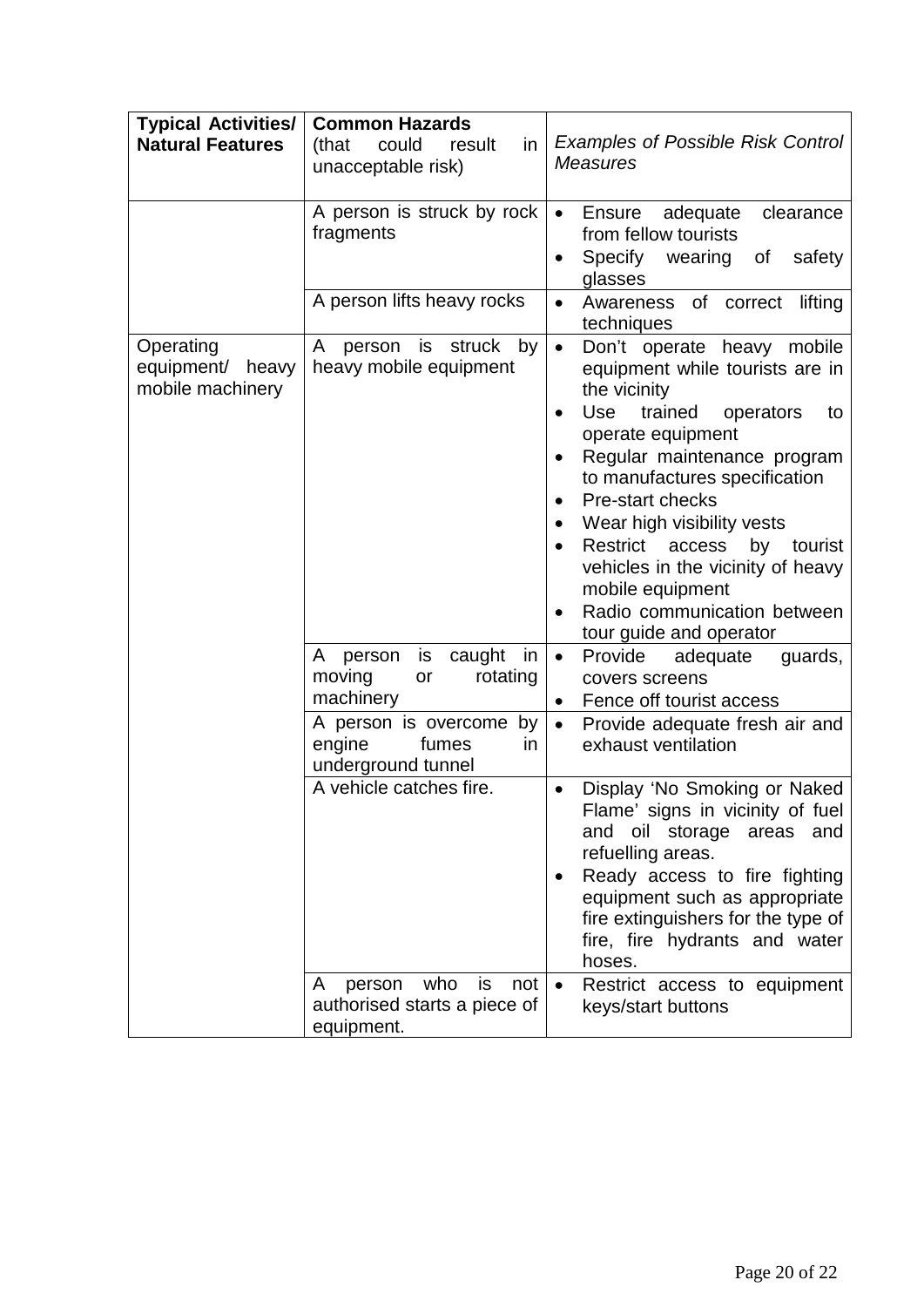| **Typical Activities/ Natural Features** | **Common Hazards** (that could result in unacceptable risk) | *Examples of Possible Risk Control Measures* |
|---|---|---|
| | A person is struck by rock fragments | • Ensure adequate clearance from fellow tourists<br>• Specify wearing of safety glasses |
| | A person lifts heavy rocks | • Awareness of correct lifting techniques |
| Operating equipment/ heavy mobile machinery | A person is struck by heavy mobile equipment | • Don't operate heavy mobile equipment while tourists are in the vicinity<br>• Use trained operators to operate equipment<br>• Regular maintenance program to manufactures specification<br>• Pre-start checks<br>• Wear high visibility vests<br>• Restrict access by tourist vehicles in the vicinity of heavy mobile equipment<br>• Radio communication between tour guide and operator |
| | A person is caught in moving or rotating machinery | • Provide adequate guards, covers screens<br>• Fence off tourist access |
| | A person is overcome by engine fumes in underground tunnel | • Provide adequate fresh air and exhaust ventilation |
| | A vehicle catches fire. | • Display 'No Smoking or Naked Flame' signs in vicinity of fuel and oil storage areas and refuelling areas.<br>• Ready access to fire fighting equipment such as appropriate fire extinguishers for the type of fire, fire hydrants and water hoses. |
| | A person who is not authorised starts a piece of equipment. | • Restrict access to equipment keys/start buttons |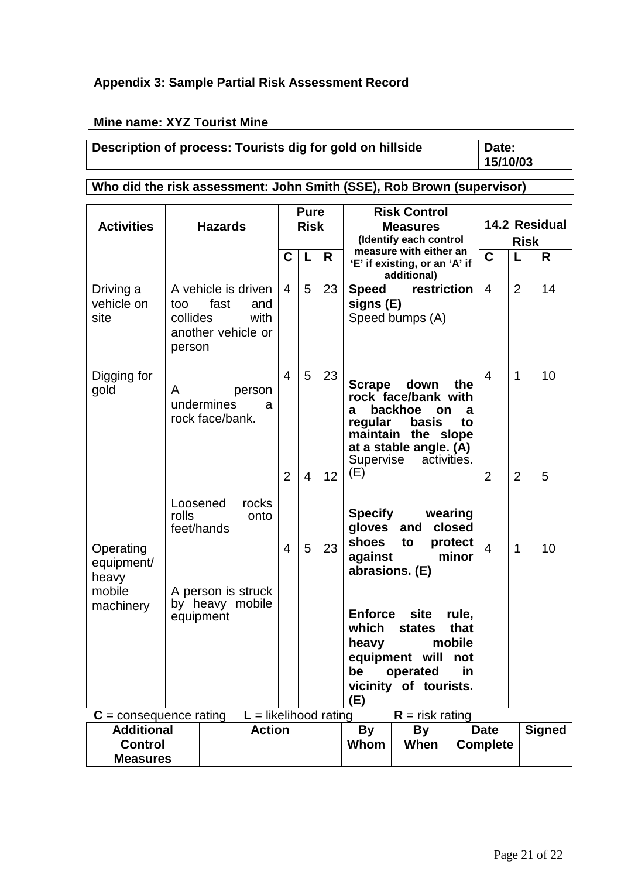### Appendix 3: Sample Partial Risk Assessment Record

| **Mine name: XYZ Tourist Mine** |
|---|

| **Description of process: Tourists dig for gold on hillside** | **Date: 15/10/03** |
|---|---|

| **Who did the risk assessment: John Smith (SSE), Rob Brown (supervisor)** |
|---|

| **Activities** | **Hazards** | **Pure Risk** | | | **Risk Control Measures** (Identify each control measure with either an 'E' if existing, or an 'A' if additional) | **14.2 Residual Risk** | | |
|---|---|---|---|---|---|---|---|---|
| | | **C** | **L** | **R** | | **C** | **L** | **R** |
| Driving a vehicle on site | A vehicle is driven too fast and collides with another vehicle or person | 4 | 5 | 23 | **Speed restriction signs (E)** Speed bumps (A) | 4 | 2 | 14 |
| Digging for gold | A person undermines a rock face/bank. | 4 | 5 | 23 | **Scrape down the rock face/bank with a backhoe on a regular basis to maintain the slope at a stable angle. (A)** Supervise activities. (E) | 4 | 1 | 10 |
| | Loosened rocks rolls onto feet/hands | 2 | 4 | 12 | **Specify wearing gloves and closed shoes to protect against minor abrasions. (E)** | 2 | 2 | 5 |
| Operating equipment/ heavy mobile machinery | A person is struck by heavy mobile equipment | 4 | 5 | 23 | **Enforce site rule, which states that heavy mobile equipment will not be operated in vicinity of tourists. (E)** | 4 | 1 | 10 |

**C** = consequence rating **L** = likelihood rating **R** = risk rating

| **Additional Control Measures** | **Action** | **By Whom** | **By When** | **Date Complete** | **Signed** |
|---|---|---|---|---|---|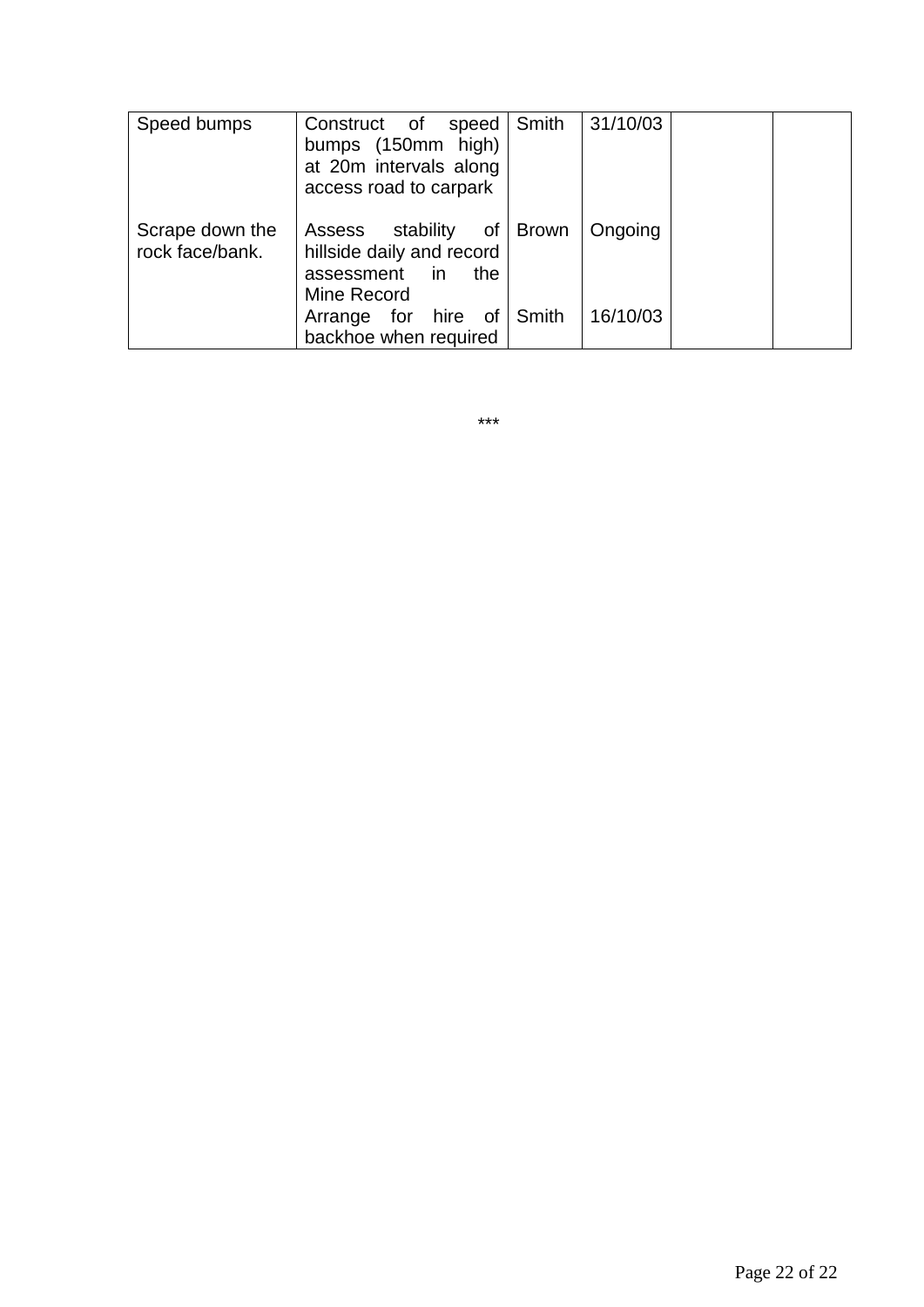| | | | | | |
|---|---|---|---|---|---|
| Speed bumps | Construct of speed bumps (150mm high) at 20m intervals along access road to carpark | Smith | 31/10/03 | | |
| Scrape down the rock face/bank. | Assess stability of hillside daily and record assessment in the Mine Record | Brown | Ongoing | | |
| | Arrange for hire of backhoe when required | Smith | 16/10/03 | | |

***